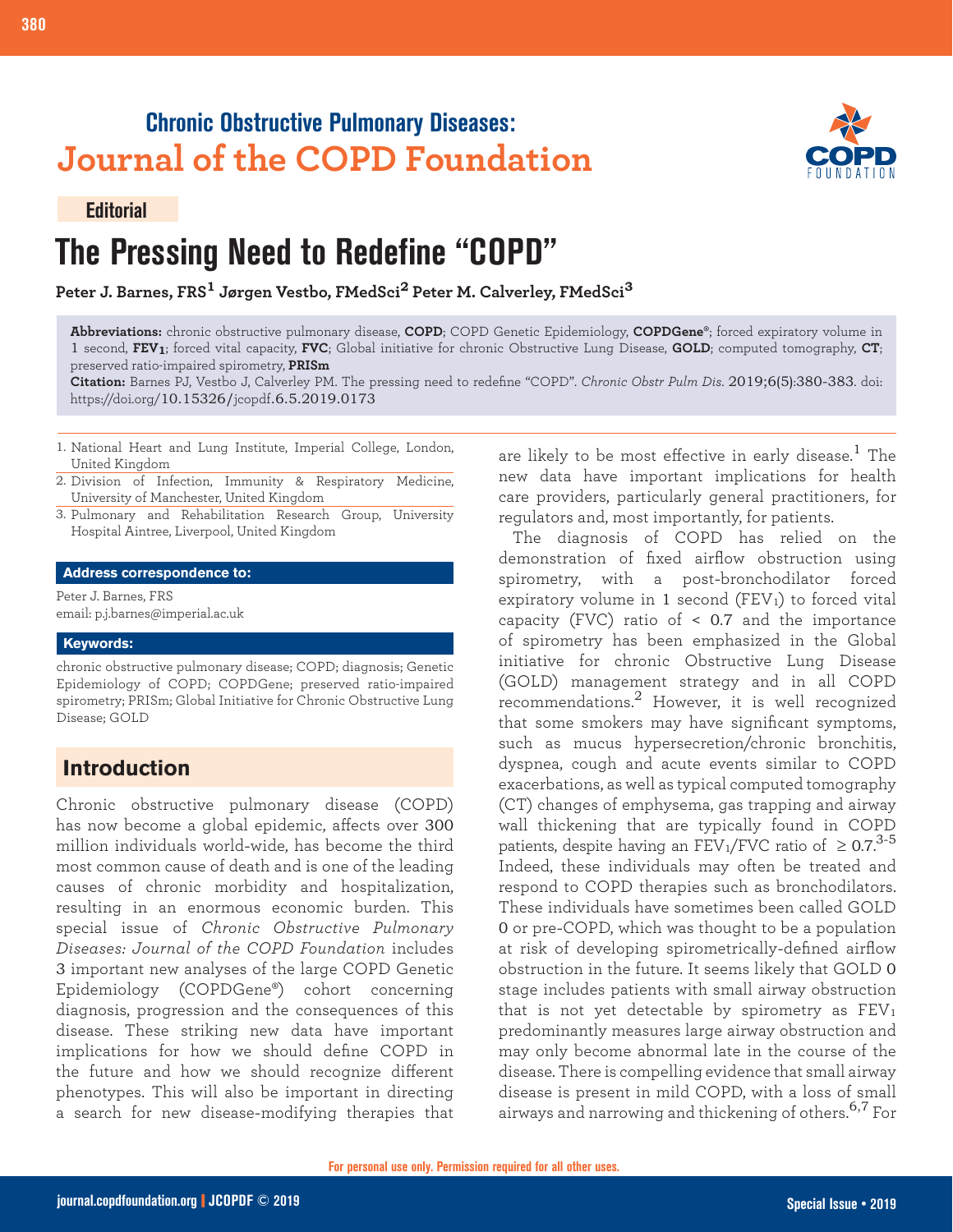## Chronic Obstructive Pulmonary Diseases: Journal of the COPD Foundation

**Editorial**

# The Pressing Need to Redefine "COPD"

**Peter J. Barnes, FRS[1] Jørgen Vestbo, FMedSci[2] Peter M. Calverley, FMedSci[3]**

**Abbreviations:** chronic obstructive pulmonary disease, **COPD**; COPD Genetic Epidemiology, **COPDGene®**; forced expiratory volume in 1 second, **$FEV_1$**; forced vital capacity, **FVC**; Global initiative for chronic Obstructive Lung Disease, **GOLD**; computed tomography, **CT**; preserved ratio-impaired spirometry, **PRISm**

**Citation:** Barnes PJ, Vestbo J, Calverley PM. The pressing need to redefine "COPD". *Chronic Obstr Pulm Dis*. 2019;6(5):380-383. doi: https://doi.org/10.15326/jcopdf.6.5.2019.0173

1. National Heart and Lung Institute, Imperial College, London, United Kingdom
2. Division of Infection, Immunity & Respiratory Medicine, University of Manchester, United Kingdom
3. Pulmonary and Rehabilitation Research Group, University Hospital Aintree, Liverpool, United Kingdom

**Address correspondence to:**

Peter J. Barnes, FRS
email: p.j.barnes@imperial.ac.uk

**Keywords:**

chronic obstructive pulmonary disease; COPD; diagnosis; Genetic Epidemiology of COPD; COPDGene; preserved ratio-impaired spirometry; PRISm; Global Initiative for Chronic Obstructive Lung Disease; GOLD

## Introduction

Chronic obstructive pulmonary disease (COPD) has now become a global epidemic, affects over 300 million individuals world-wide, has become the third most common cause of death and is one of the leading causes of chronic morbidity and hospitalization, resulting in an enormous economic burden. This special issue of *Chronic Obstructive Pulmonary Diseases: Journal of the COPD Foundation* includes 3 important new analyses of the large COPD Genetic Epidemiology (COPDGene®) cohort concerning diagnosis, progression and the consequences of this disease. These striking new data have important implications for how we should define COPD in the future and how we should recognize different phenotypes. This will also be important in directing a search for new disease-modifying therapies that are likely to be most effective in early disease.[1] The new data have important implications for health care providers, particularly general practitioners, for regulators and, most importantly, for patients.

The diagnosis of COPD has relied on the demonstration of fixed airflow obstruction using spirometry, with a post-bronchodilator forced expiratory volume in 1 second ($FEV_1$) to forced vital capacity (FVC) ratio of $< 0.7$ and the importance of spirometry has been emphasized in the Global initiative for chronic Obstructive Lung Disease (GOLD) management strategy and in all COPD recommendations.[2] However, it is well recognized that some smokers may have significant symptoms, such as mucus hypersecretion/chronic bronchitis, dyspnea, cough and acute events similar to COPD exacerbations, as well as typical computed tomography (CT) changes of emphysema, gas trapping and airway wall thickening that are typically found in COPD patients, despite having an $FEV_1$/FVC ratio of $\geq 0.7$.[3-5] Indeed, these individuals may often be treated and respond to COPD therapies such as bronchodilators. These individuals have sometimes been called GOLD 0 or pre-COPD, which was thought to be a population at risk of developing spirometrically-defined airflow obstruction in the future. It seems likely that GOLD 0 stage includes patients with small airway obstruction that is not yet detectable by spirometry as $FEV_1$ predominantly measures large airway obstruction and may only become abnormal late in the course of the disease. There is compelling evidence that small airway disease is present in mild COPD, with a loss of small airways and narrowing and thickening of others.[6,7] For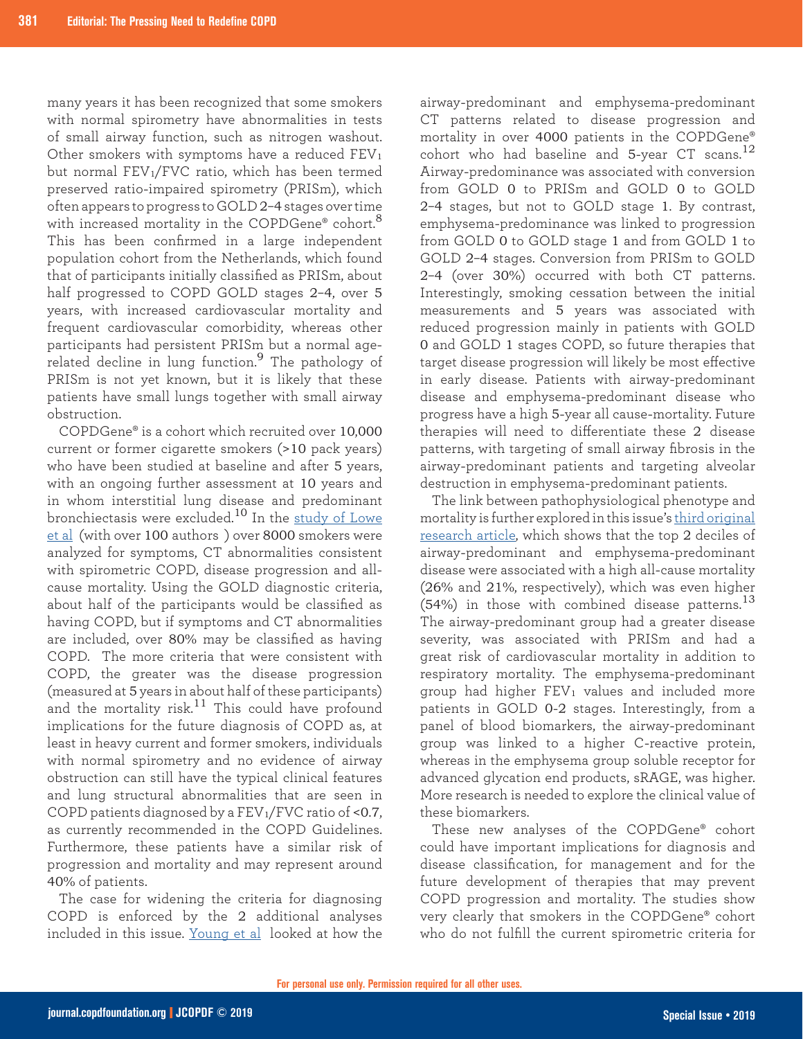many years it has been recognized that some smokers with normal spirometry have abnormalities in tests of small airway function, such as nitrogen washout. Other smokers with symptoms have a reduced $FEV_1$ but normal $FEV_1/FVC$ ratio, which has been termed preserved ratio-impaired spirometry (PRISm), which often appears to progress to GOLD 2–4 stages over time with increased mortality in the COPDGene® cohort.[8] This has been confirmed in a large independent population cohort from the Netherlands, which found that of participants initially classified as PRISm, about half progressed to COPD GOLD stages 2–4, over 5 years, with increased cardiovascular mortality and frequent cardiovascular comorbidity, whereas other participants had persistent PRISm but a normal age-related decline in lung function.[9] The pathology of PRISm is not yet known, but it is likely that these patients have small lungs together with small airway obstruction.

COPDGene® is a cohort which recruited over 10,000 current or former cigarette smokers (>10 pack years) who have been studied at baseline and after 5 years, with an ongoing further assessment at 10 years and in whom interstitial lung disease and predominant bronchiectasis were excluded.[10] In the study of Lowe et al (with over 100 authors ) over 8000 smokers were analyzed for symptoms, CT abnormalities consistent with spirometric COPD, disease progression and all-cause mortality. Using the GOLD diagnostic criteria, about half of the participants would be classified as having COPD, but if symptoms and CT abnormalities are included, over 80% may be classified as having COPD. The more criteria that were consistent with COPD, the greater was the disease progression (measured at 5 years in about half of these participants) and the mortality risk.[11] This could have profound implications for the future diagnosis of COPD as, at least in heavy current and former smokers, individuals with normal spirometry and no evidence of airway obstruction can still have the typical clinical features and lung structural abnormalities that are seen in COPD patients diagnosed by a $FEV_1/FVC$ ratio of <0.7, as currently recommended in the COPD Guidelines. Furthermore, these patients have a similar risk of progression and mortality and may represent around 40% of patients.

The case for widening the criteria for diagnosing COPD is enforced by the 2 additional analyses included in this issue. Young et al looked at how the airway-predominant and emphysema-predominant CT patterns related to disease progression and mortality in over 4000 patients in the COPDGene® cohort who had baseline and 5-year CT scans.[12] Airway-predominance was associated with conversion from GOLD 0 to PRISm and GOLD 0 to GOLD 2–4 stages, but not to GOLD stage 1. By contrast, emphysema-predominance was linked to progression from GOLD 0 to GOLD stage 1 and from GOLD 1 to GOLD 2–4 stages. Conversion from PRISm to GOLD 2–4 (over 30%) occurred with both CT patterns. Interestingly, smoking cessation between the initial measurements and 5 years was associated with reduced progression mainly in patients with GOLD 0 and GOLD 1 stages COPD, so future therapies that target disease progression will likely be most effective in early disease. Patients with airway-predominant disease and emphysema-predominant disease who progress have a high 5-year all cause-mortality. Future therapies will need to differentiate these 2 disease patterns, with targeting of small airway fibrosis in the airway-predominant patients and targeting alveolar destruction in emphysema-predominant patients.

The link between pathophysiological phenotype and mortality is further explored in this issue's third original research article, which shows that the top 2 deciles of airway-predominant and emphysema-predominant disease were associated with a high all-cause mortality (26% and 21%, respectively), which was even higher (54%) in those with combined disease patterns.[13] The airway-predominant group had a greater disease severity, was associated with PRISm and had a great risk of cardiovascular mortality in addition to respiratory mortality. The emphysema-predominant group had higher $FEV_1$ values and included more patients in GOLD 0-2 stages. Interestingly, from a panel of blood biomarkers, the airway-predominant group was linked to a higher C-reactive protein, whereas in the emphysema group soluble receptor for advanced glycation end products, sRAGE, was higher. More research is needed to explore the clinical value of these biomarkers.

These new analyses of the COPDGene® cohort could have important implications for diagnosis and disease classification, for management and for the future development of therapies that may prevent COPD progression and mortality. The studies show very clearly that smokers in the COPDGene® cohort who do not fulfill the current spirometric criteria for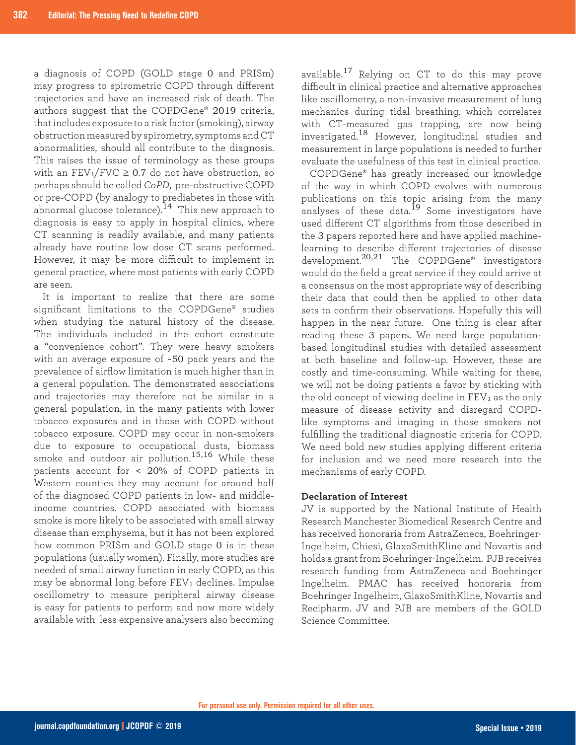a diagnosis of COPD (GOLD stage 0 and PRISm) may progress to spirometric COPD through different trajectories and have an increased risk of death. The authors suggest that the COPDGene® 2019 criteria, that includes exposure to a risk factor (smoking), airway obstruction measured by spirometry, symptoms and CT abnormalities, should all contribute to the diagnosis. This raises the issue of terminology as these groups with an $FEV_1/FVC \geq 0.7$ do not have obstruction, so perhaps should be called *CoPD*, pre-obstructive COPD or pre-COPD (by analogy to prediabetes in those with abnormal glucose tolerance).[14] This new approach to diagnosis is easy to apply in hospital clinics, where CT scanning is readily available, and many patients already have routine low dose CT scans performed. However, it may be more difficult to implement in general practice, where most patients with early COPD are seen.

It is important to realize that there are some significant limitations to the COPDGene® studies when studying the natural history of the disease. The individuals included in the cohort constitute a "convenience cohort". They were heavy smokers with an average exposure of ~50 pack years and the prevalence of airflow limitation is much higher than in a general population. The demonstrated associations and trajectories may therefore not be similar in a general population, in the many patients with lower tobacco exposures and in those with COPD without tobacco exposure. COPD may occur in non-smokers due to exposure to occupational dusts, biomass smoke and outdoor air pollution.[15,16] While these patients account for < 20% of COPD patients in Western counties they may account for around half of the diagnosed COPD patients in low- and middle-income countries. COPD associated with biomass smoke is more likely to be associated with small airway disease than emphysema, but it has not been explored how common PRISm and GOLD stage 0 is in these populations (usually women). Finally, more studies are needed of small airway function in early COPD, as this may be abnormal long before $FEV_1$ declines. Impulse oscillometry to measure peripheral airway disease is easy for patients to perform and now more widely available with less expensive analysers also becoming available.[17] Relying on CT to do this may prove difficult in clinical practice and alternative approaches like oscillometry, a non-invasive measurement of lung mechanics during tidal breathing, which correlates with CT-measured gas trapping, are now being investigated.[18] However, longitudinal studies and measurement in large populations is needed to further evaluate the usefulness of this test in clinical practice.

COPDGene® has greatly increased our knowledge of the way in which COPD evolves with numerous publications on this topic arising from the many analyses of these data.[19] Some investigators have used different CT algorithms from those described in the 3 papers reported here and have applied machine-learning to describe different trajectories of disease development.[20,21] The COPDGene® investigators would do the field a great service if they could arrive at a consensus on the most appropriate way of describing their data that could then be applied to other data sets to confirm their observations. Hopefully this will happen in the near future. One thing is clear after reading these 3 papers. We need large population-based longitudinal studies with detailed assessment at both baseline and follow-up. However, these are costly and time-consuming. While waiting for these, we will not be doing patients a favor by sticking with the old concept of viewing decline in $FEV_1$ as the only measure of disease activity and disregard COPD-like symptoms and imaging in those smokers not fulfilling the traditional diagnostic criteria for COPD. We need bold new studies applying different criteria for inclusion and we need more research into the mechanisms of early COPD.

**Declaration of Interest**

JV is supported by the National Institute of Health Research Manchester Biomedical Research Centre and has received honoraria from AstraZeneca, Boehringer-Ingelheim, Chiesi, GlaxoSmithKline and Novartis and holds a grant from Boehringer-Ingelheim. PJB receives research funding from AstraZeneca and Boehringer Ingelheim. PMAC has received honoraria from Boehringer Ingelheim, GlaxoSmithKline, Novartis and Recipharm. JV and PJB are members of the GOLD Science Committee.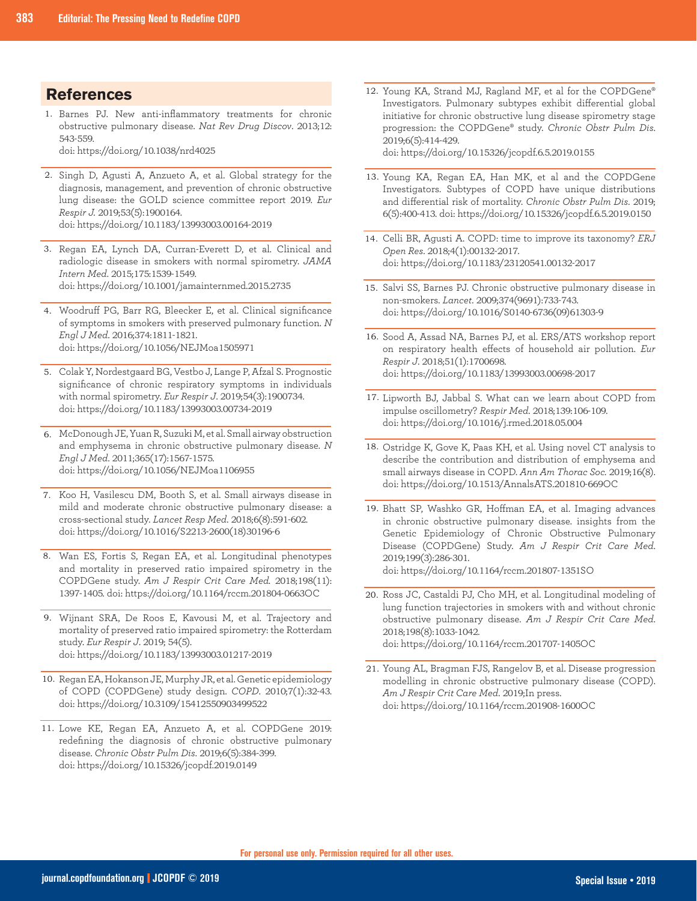## References

1. Barnes PJ. New anti-inflammatory treatments for chronic obstructive pulmonary disease. *Nat Rev Drug Discov*. 2013;12: 543-559.
doi: https://doi.org/10.1038/nrd4025

2. Singh D, Agusti A, Anzueto A, et al. Global strategy for the diagnosis, management, and prevention of chronic obstructive lung disease: the GOLD science committee report 2019. *Eur Respir J*. 2019;53(5):1900164.
doi: https://doi.org/10.1183/13993003.00164-2019

3. Regan EA, Lynch DA, Curran-Everett D, et al. Clinical and radiologic disease in smokers with normal spirometry. *JAMA Intern Med*. 2015;175:1539-1549.
doi: https://doi.org/10.1001/jamainternmed.2015.2735

4. Woodruff PG, Barr RG, Bleecker E, et al. Clinical significance of symptoms in smokers with preserved pulmonary function. *N Engl J Med*. 2016;374:1811-1821.
doi: https://doi.org/10.1056/NEJMoa1505971

5. Colak Y, Nordestgaard BG, Vestbo J, Lange P, Afzal S. Prognostic significance of chronic respiratory symptoms in individuals with normal spirometry. *Eur Respir J*. 2019;54(3):1900734.
doi: https://doi.org/10.1183/13993003.00734-2019

6. McDonough JE, Yuan R, Suzuki M, et al. Small airway obstruction and emphysema in chronic obstructive pulmonary disease. *N Engl J Med*. 2011;365(17):1567-1575.
doi: https://doi.org/10.1056/NEJMoa1106955

7. Koo H, Vasilescu DM, Booth S, et al. Small airways disease in mild and moderate chronic obstructive pulmonary disease: a cross-sectional study. *Lancet Resp Med*. 2018;6(8):591-602.
doi: https://doi.org/10.1016/S2213-2600(18)30196-6

8. Wan ES, Fortis S, Regan EA, et al. Longitudinal phenotypes and mortality in preserved ratio impaired spirometry in the COPDGene study. *Am J Respir Crit Care Med.* 2018;198(11): 1397-1405. doi: https://doi.org/10.1164/rccm.201804-0663OC

9. Wijnant SRA, De Roos E, Kavousi M, et al. Trajectory and mortality of preserved ratio impaired spirometry: the Rotterdam study. *Eur Respir J*. 2019; 54(5).
doi: https://doi.org/10.1183/13993003.01217-2019

10. Regan EA, Hokanson JE, Murphy JR, et al. Genetic epidemiology of COPD (COPDGene) study design. *COPD*. 2010;7(1):32-43.
doi: https://doi.org/10.3109/15412550903499522

11. Lowe KE, Regan EA, Anzueto A, et al. COPDGene 2019: redefining the diagnosis of chronic obstructive pulmonary disease. *Chronic Obstr Pulm Dis*. 2019;6(5):384-399.
doi: https://doi.org/10.15326/jcopdf.2019.0149

12. Young KA, Strand MJ, Ragland MF, et al for the COPDGene® Investigators. Pulmonary subtypes exhibit differential global initiative for chronic obstructive lung disease spirometry stage progression: the COPDGene® study. *Chronic Obstr Pulm Dis*. 2019;6(5):414-429.
doi: https://doi.org/10.15326/jcopdf.6.5.2019.0155

13. Young KA, Regan EA, Han MK, et al and the COPDGene Investigators. Subtypes of COPD have unique distributions and differential risk of mortality. *Chronic Obstr Pulm Dis*. 2019; 6(5):400-413. doi: https://doi.org/10.15326/jcopdf.6.5.2019.0150

14. Celli BR, Agusti A. COPD: time to improve its taxonomy? *ERJ Open Res*. 2018;4(1):00132-2017.
doi: https://doi.org/10.1183/23120541.00132-2017

15. Salvi SS, Barnes PJ. Chronic obstructive pulmonary disease in non-smokers. *Lancet*. 2009;374(9691):733-743.
doi: https://doi.org/10.1016/S0140-6736(09)61303-9

16. Sood A, Assad NA, Barnes PJ, et al. ERS/ATS workshop report on respiratory health effects of household air pollution. *Eur Respir J*. 2018;51(1):1700698.
doi: https://doi.org/10.1183/13993003.00698-2017

17. Lipworth BJ, Jabbal S. What can we learn about COPD from impulse oscillometry? *Respir Med*. 2018;139:106-109.
doi: https://doi.org/10.1016/j.rmed.2018.05.004

18. Ostridge K, Gove K, Paas KH, et al. Using novel CT analysis to describe the contribution and distribution of emphysema and small airways disease in COPD. *Ann Am Thorac Soc*. 2019;16(8).
doi: https://doi.org/10.1513/AnnalsATS.201810-669OC

19. Bhatt SP, Washko GR, Hoffman EA, et al. Imaging advances in chronic obstructive pulmonary disease. insights from the Genetic Epidemiology of Chronic Obstructive Pulmonary Disease (COPDGene) Study. *Am J Respir Crit Care Med*. 2019;199(3):286-301.
doi: https://doi.org/10.1164/rccm.201807-1351SO

20. Ross JC, Castaldi PJ, Cho MH, et al. Longitudinal modeling of lung function trajectories in smokers with and without chronic obstructive pulmonary disease. *Am J Respir Crit Care Med*. 2018;198(8):1033-1042.
doi: https://doi.org/10.1164/rccm.201707-1405OC

21. Young AL, Bragman FJS, Rangelov B, et al. Disease progression modelling in chronic obstructive pulmonary disease (COPD). *Am J Respir Crit Care Med*. 2019;In press.
doi: https://doi.org/10.1164/rccm.201908-1600OC